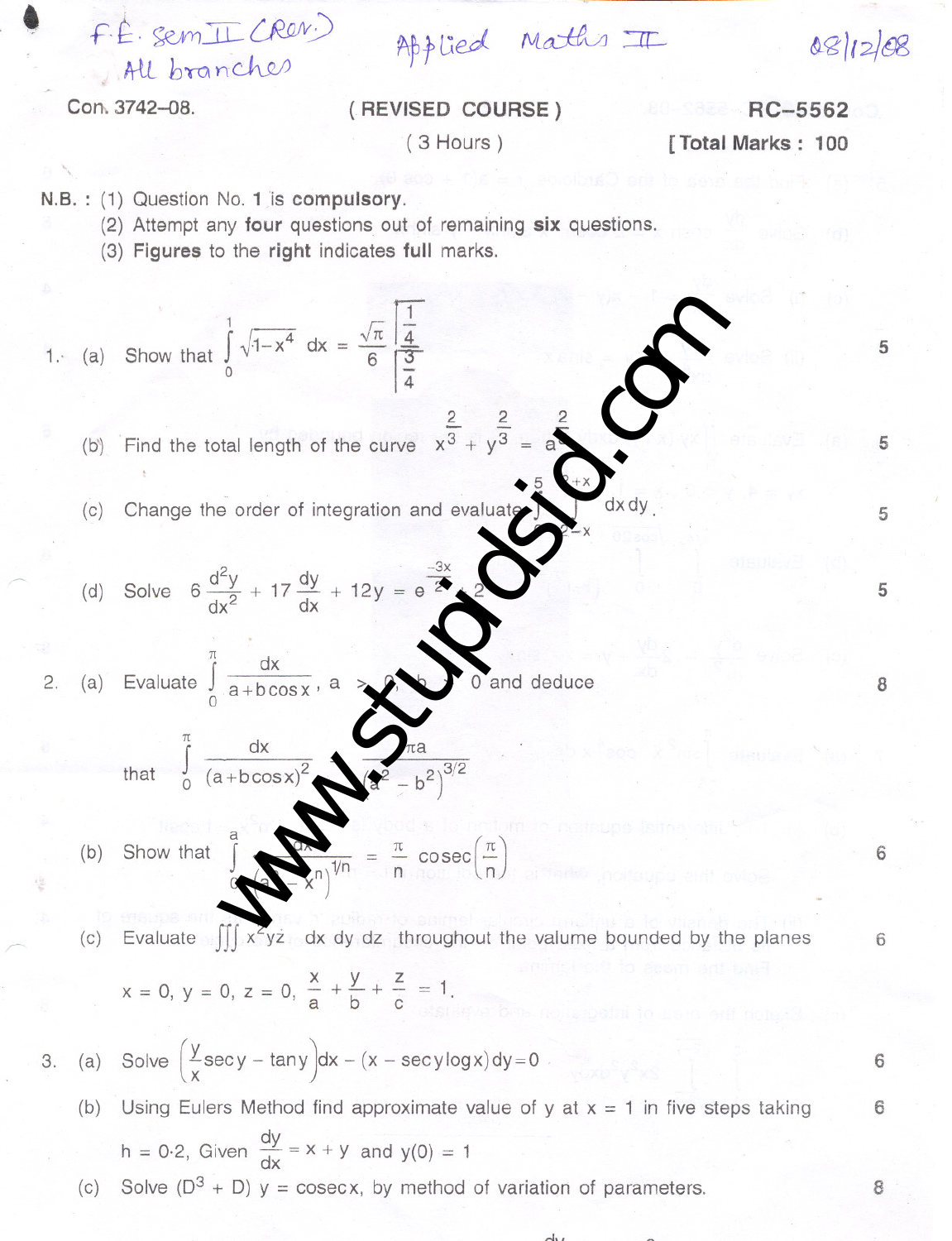F.E. Sem II (Rev.) All branches — Applied Maths II — 08/12/08

Con. 3742–08. **( REVISED COURSE )** **RC–5562**

( 3 Hours ) **[ Total Marks : 100**

N.B. : (1) Question No. **1** is **compulsory**.
(2) Attempt any **four** questions out of remaining **six** questions.
(3) **Figures** to the **right** indicates **full** marks.

1. (a) Show that $\int_0^1 \sqrt{1-x^4}\, dx = \frac{\sqrt{\pi}}{6}\frac{\left|\frac{1}{4}\right.}{\left|\frac{3}{4}\right.}$ — 5

(b) Find the total length of the curve $x^{\frac{2}{3}} + y^{\frac{2}{3}} = a^{\frac{2}{3}}$ — 5

(c) Change the order of integration and evaluate $\int_{0}^{5}\int_{2-x}^{2+x} dx\, dy$. — 5

(d) Solve $6\frac{d^2y}{dx^2} + 17\frac{dy}{dx} + 12y = e^{\frac{-3x}{2}} + 2$ — 5

2. (a) Evaluate $\int_0^\pi \frac{dx}{a + b\cos x}$, $a > 0, b > 0$ and deduce — 8

that $\int_0^\pi \frac{dx}{(a + b\cos x)^2} = \frac{\pi a}{\left(a^2 - b^2\right)^{3/2}}$

(b) Show that $\int_0^a \frac{dx}{\left(a^n - x^n\right)^{1/n}} = \frac{\pi}{n}\operatorname{cosec}\left(\frac{\pi}{n}\right)$ — 6

(c) Evaluate $\iiint x^2 yz\ dx\, dy\, dz$ throughout the valume bounded by the planes — 6

$x = 0,\ y = 0,\ z = 0,\ \frac{x}{a} + \frac{y}{b} + \frac{z}{c} = 1.$

3. (a) Solve $\left(\frac{y}{x}\sec y - \tan y\right)dx - (x - \sec y \log x)dy = 0$ — 6

(b) Using Eulers Method find approximate value of y at x = 1 in five steps taking — 6

$h = 0{\cdot}2$, Given $\frac{dy}{dx} = x + y$ and $y(0) = 1$

(c) Solve $(D^3 + D)\, y = \operatorname{cosec} x$, by method of variation of parameters. — 8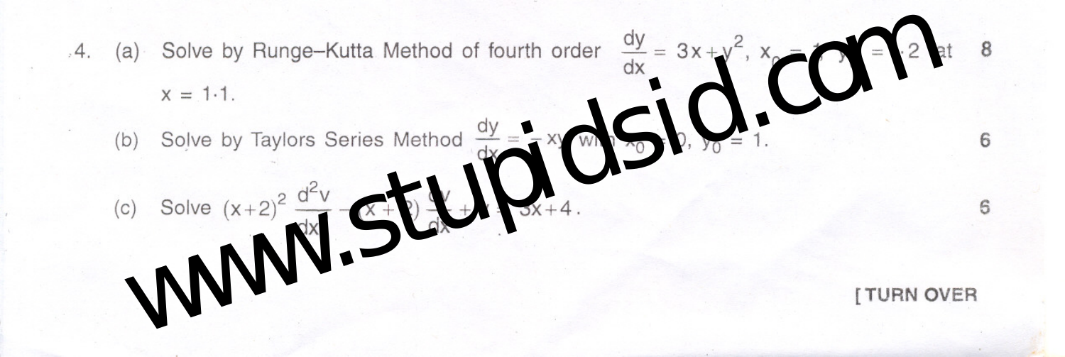4. (a) Solve by Runge–Kutta Method of fourth order $\frac{dy}{dx} = 3x + y^2$, $x_0 = 1$, $y_0 = 1.2$ at $x = 1.1$. **8**

(b) Solve by Taylors Series Method $\frac{dy}{dx} = -xy$ with $x_0 = 0$, $y_0 = 1$. **6**

(c) Solve $(x+2)^2 \frac{d^2y}{dx^2} - (x+2)\frac{dy}{dx} + y = 3x + 4$. **6**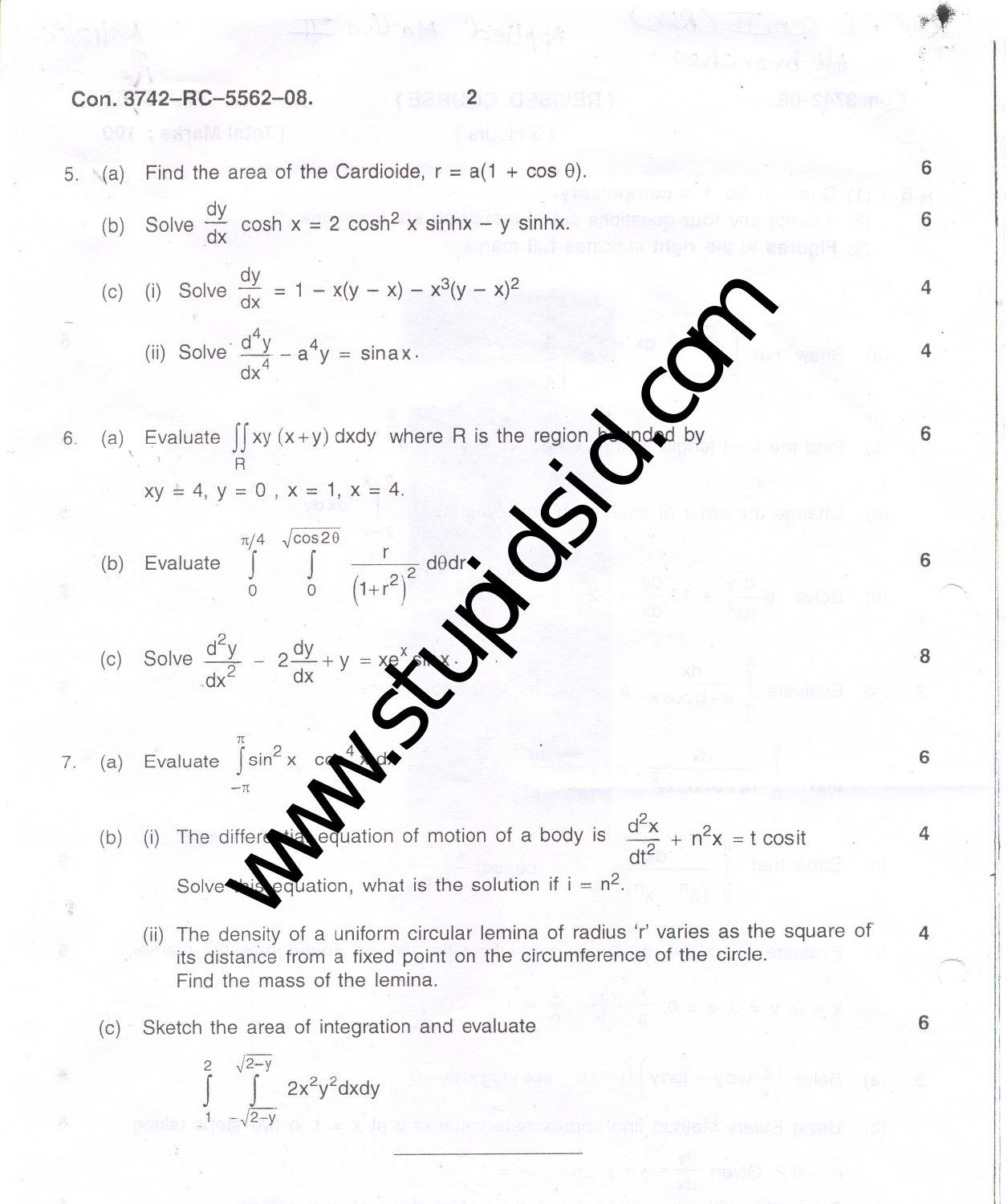Con. 3742–RC–5562–08.

5. (a) Find the area of the Cardioide, $r = a(1 + \cos\theta)$. 6

(b) Solve $\frac{dy}{dx}\cosh x = 2\cosh^2 x \sinh x - y \sinh x$. 6

(c) (i) Solve $\frac{dy}{dx} = 1 - x(y-x) - x^3(y-x)^2$ 4

(ii) Solve $\frac{d^4y}{dx^4} - a^4 y = \sin ax$. 4

6. (a) Evaluate $\iint_R xy(x+y)\,dx\,dy$ where R is the region bounded by $xy = 4$, $y = 0$, $x = 1$, $x = 4$. 6

(b) Evaluate $\int_0^{\pi/4}\int_0^{\sqrt{\cos 2\theta}} \frac{r}{(1+r^2)^2}\,d\theta\,dr$. 6

(c) Solve $\frac{d^2y}{dx^2} - 2\frac{dy}{dx} + y = xe^x \sin x$. 8

7. (a) Evaluate $\int_{-\pi}^{\pi} \sin^2 x \cos^4 x\,dx$. 6

(b) (i) The differential equation of motion of a body is $\frac{d^2x}{dt^2} + n^2 x = t\cos it$. Solve this equation, what is the solution if $i = n^2$. 4

(ii) The density of a uniform circular lemina of radius 'r' varies as the square of its distance from a fixed point on the circumference of the circle. Find the mass of the lemina. 4

(c) Sketch the area of integration and evaluate 6

$$\int_1^2 \int_{-\sqrt{2-y}}^{\sqrt{2-y}} 2x^2y^2\,dx\,dy$$